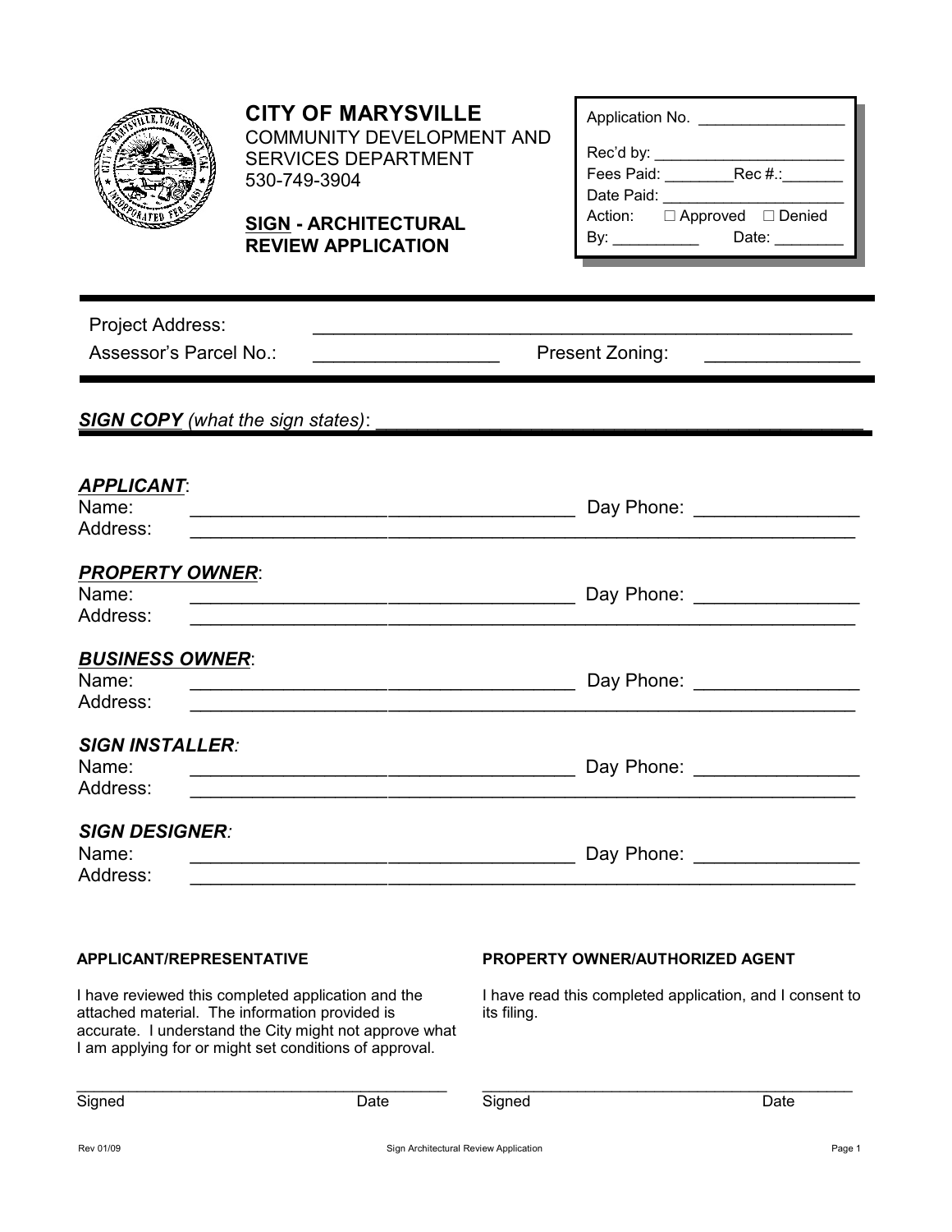# CITY OF MARYSVILLE

COMMUNITY DEVELOPMENT AND SERVICES DEPARTMENT
530-749-3904

## SIGN - ARCHITECTURAL REVIEW APPLICATION

Application No. ________________

Rec'd by: ______________________
Fees Paid: ________Rec #.:_______
Date Paid: _____________________
Action: ☐ Approved ☐ Denied
By: __________ Date: ________

---

Project Address: ______________________________________________________

Assessor's Parcel No.: _________________ Present Zoning: ______________

---

***SIGN COPY*** *(what the sign states)*: _________________________________________

***APPLICANT***:
Name: ____________________________________ Day Phone: _______________
Address: ______________________________________________________________

***PROPERTY OWNER***:
Name: ____________________________________ Day Phone: _______________
Address: ______________________________________________________________

***BUSINESS OWNER***:
Name: ____________________________________ Day Phone: _______________
Address: ______________________________________________________________

***SIGN INSTALLER***:
Name: ____________________________________ Day Phone: _______________
Address: ______________________________________________________________

***SIGN DESIGNER***:
Name: ____________________________________ Day Phone: _______________
Address: ______________________________________________________________

**APPLICANT/REPRESENTATIVE**

I have reviewed this completed application and the attached material. The information provided is accurate. I understand the City might not approve what I am applying for or might set conditions of approval.

________________________________________
Signed Date

**PROPERTY OWNER/AUTHORIZED AGENT**

I have read this completed application, and I consent to its filing.

________________________________________
Signed Date

Rev 01/09 Sign Architectural Review Application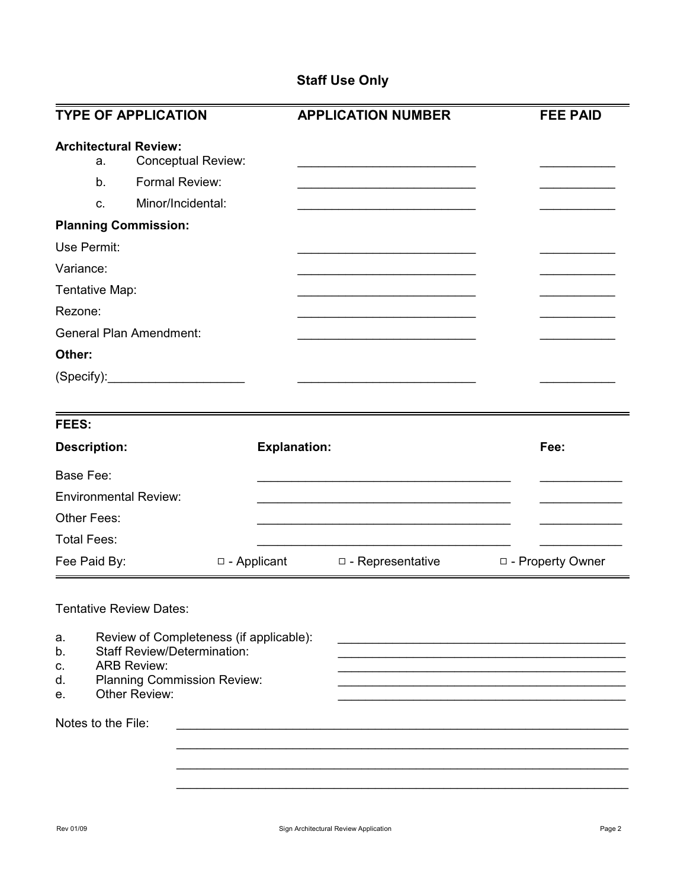## Staff Use Only

| TYPE OF APPLICATION | APPLICATION NUMBER | FEE PAID |
|---|---|---|
| **Architectural Review:** | | |
| a. Conceptual Review: | ___________________________ | ___________ |
| b. Formal Review: | ___________________________ | ___________ |
| c. Minor/Incidental: | ___________________________ | ___________ |
| **Planning Commission:** | | |
| Use Permit: | ___________________________ | ___________ |
| Variance: | ___________________________ | ___________ |
| Tentative Map: | ___________________________ | ___________ |
| Rezone: | ___________________________ | ___________ |
| General Plan Amendment: | ___________________________ | ___________ |
| **Other:** | | |
| (Specify):____________________ | ___________________________ | ___________ |

**FEES:**

| Description: | Explanation: | Fee: |
|---|---|---|
| Base Fee: | _______________________________________ | ____________ |
| Environmental Review: | _______________________________________ | ____________ |
| Other Fees: | _______________________________________ | ____________ |
| Total Fees: | _______________________________________ | ____________ |

Fee Paid By: □ - Applicant □ - Representative □ - Property Owner

Tentative Review Dates:

a. Review of Completeness (if applicable): ____________________________________________
b. Staff Review/Determination: ____________________________________________
c. ARB Review: ____________________________________________
d. Planning Commission Review: ____________________________________________
e. Other Review: ____________________________________________

Notes to the File: ______________________________________________________________________

______________________________________________________________________

______________________________________________________________________

______________________________________________________________________

Rev 01/09 Sign Architectural Review Application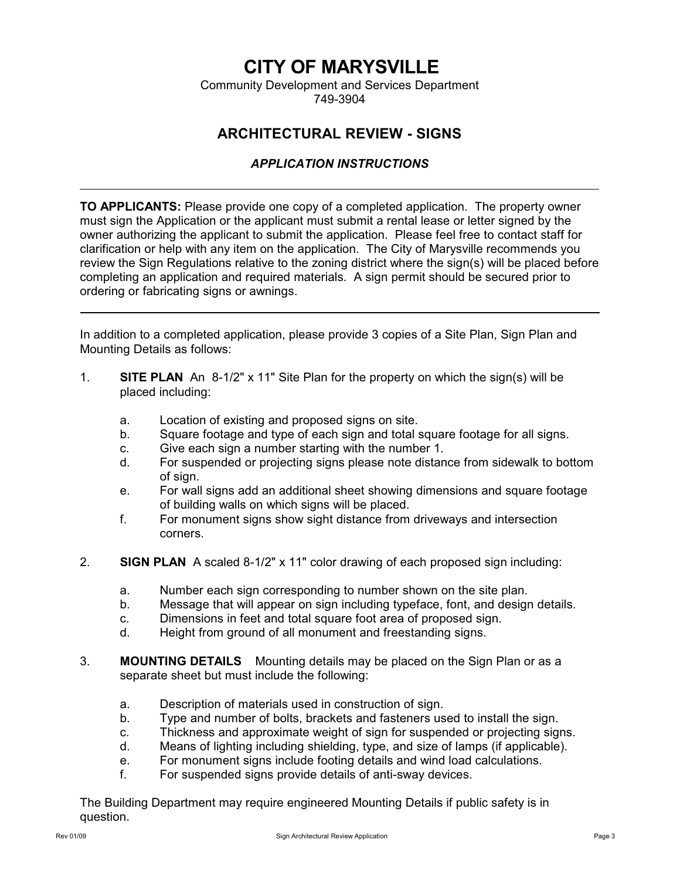# CITY OF MARYSVILLE

Community Development and Services Department
749-3904

## ARCHITECTURAL REVIEW - SIGNS

### *APPLICATION INSTRUCTIONS*

---

**TO APPLICANTS:** Please provide one copy of a completed application. The property owner must sign the Application or the applicant must submit a rental lease or letter signed by the owner authorizing the applicant to submit the application. Please feel free to contact staff for clarification or help with any item on the application. The City of Marysville recommends you review the Sign Regulations relative to the zoning district where the sign(s) will be placed before completing an application and required materials. A sign permit should be secured prior to ordering or fabricating signs or awnings.

---

In addition to a completed application, please provide 3 copies of a Site Plan, Sign Plan and Mounting Details as follows:

1. **SITE PLAN** An 8-1/2" x 11" Site Plan for the property on which the sign(s) will be placed including:

   a. Location of existing and proposed signs on site.
   b. Square footage and type of each sign and total square footage for all signs.
   c. Give each sign a number starting with the number 1.
   d. For suspended or projecting signs please note distance from sidewalk to bottom of sign.
   e. For wall signs add an additional sheet showing dimensions and square footage of building walls on which signs will be placed.
   f. For monument signs show sight distance from driveways and intersection corners.

2. **SIGN PLAN** A scaled 8-1/2" x 11" color drawing of each proposed sign including:

   a. Number each sign corresponding to number shown on the site plan.
   b. Message that will appear on sign including typeface, font, and design details.
   c. Dimensions in feet and total square foot area of proposed sign.
   d. Height from ground of all monument and freestanding signs.

3. **MOUNTING DETAILS** Mounting details may be placed on the Sign Plan or as a separate sheet but must include the following:

   a. Description of materials used in construction of sign.
   b. Type and number of bolts, brackets and fasteners used to install the sign.
   c. Thickness and approximate weight of sign for suspended or projecting signs.
   d. Means of lighting including shielding, type, and size of lamps (if applicable).
   e. For monument signs include footing details and wind load calculations.
   f. For suspended signs provide details of anti-sway devices.

The Building Department may require engineered Mounting Details if public safety is in question.